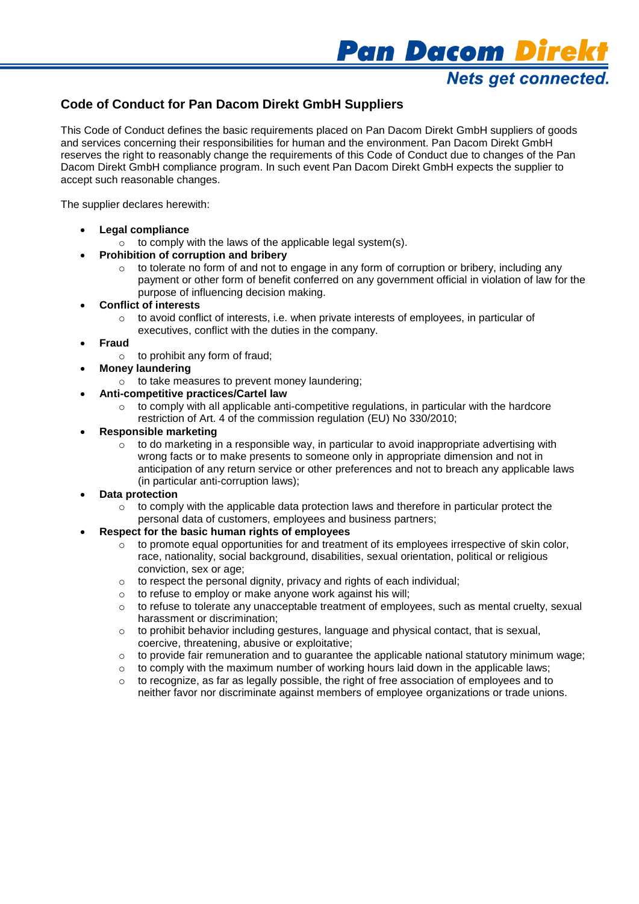# Code of Conduct for Pan Dacom Direkt GmbH Suppliers

This Code of Conduct defines the basic requirements placed on Pan Dacom Direkt GmbH suppliers of goods and services concerning their responsibilities for human and the environment. Pan Dacom Direkt GmbH reserves the right to reasonably change the requirements of this Code of Conduct due to changes of the Pan Dacom Direkt GmbH compliance program. In such event Pan Dacom Direkt GmbH expects the supplier to accept such reasonable changes.

The supplier declares herewith:

- **Legal compliance**
  - to comply with the laws of the applicable legal system(s).
- **Prohibition of corruption and bribery**
  - to tolerate no form of and not to engage in any form of corruption or bribery, including any payment or other form of benefit conferred on any government official in violation of law for the purpose of influencing decision making.
- **Conflict of interests**
  - to avoid conflict of interests, i.e. when private interests of employees, in particular of executives, conflict with the duties in the company.
- **Fraud**
  - to prohibit any form of fraud;
- **Money laundering**
  - to take measures to prevent money laundering;
- **Anti-competitive practices/Cartel law**
  - to comply with all applicable anti-competitive regulations, in particular with the hardcore restriction of Art. 4 of the commission regulation (EU) No 330/2010;
- **Responsible marketing**
  - to do marketing in a responsible way, in particular to avoid inappropriate advertising with wrong facts or to make presents to someone only in appropriate dimension and not in anticipation of any return service or other preferences and not to breach any applicable laws (in particular anti-corruption laws);
- **Data protection**
  - to comply with the applicable data protection laws and therefore in particular protect the personal data of customers, employees and business partners;
- **Respect for the basic human rights of employees**
  - to promote equal opportunities for and treatment of its employees irrespective of skin color, race, nationality, social background, disabilities, sexual orientation, political or religious conviction, sex or age;
  - to respect the personal dignity, privacy and rights of each individual;
  - to refuse to employ or make anyone work against his will;
  - to refuse to tolerate any unacceptable treatment of employees, such as mental cruelty, sexual harassment or discrimination;
  - to prohibit behavior including gestures, language and physical contact, that is sexual, coercive, threatening, abusive or exploitative;
  - to provide fair remuneration and to guarantee the applicable national statutory minimum wage;
  - to comply with the maximum number of working hours laid down in the applicable laws;
  - to recognize, as far as legally possible, the right of free association of employees and to neither favor nor discriminate against members of employee organizations or trade unions.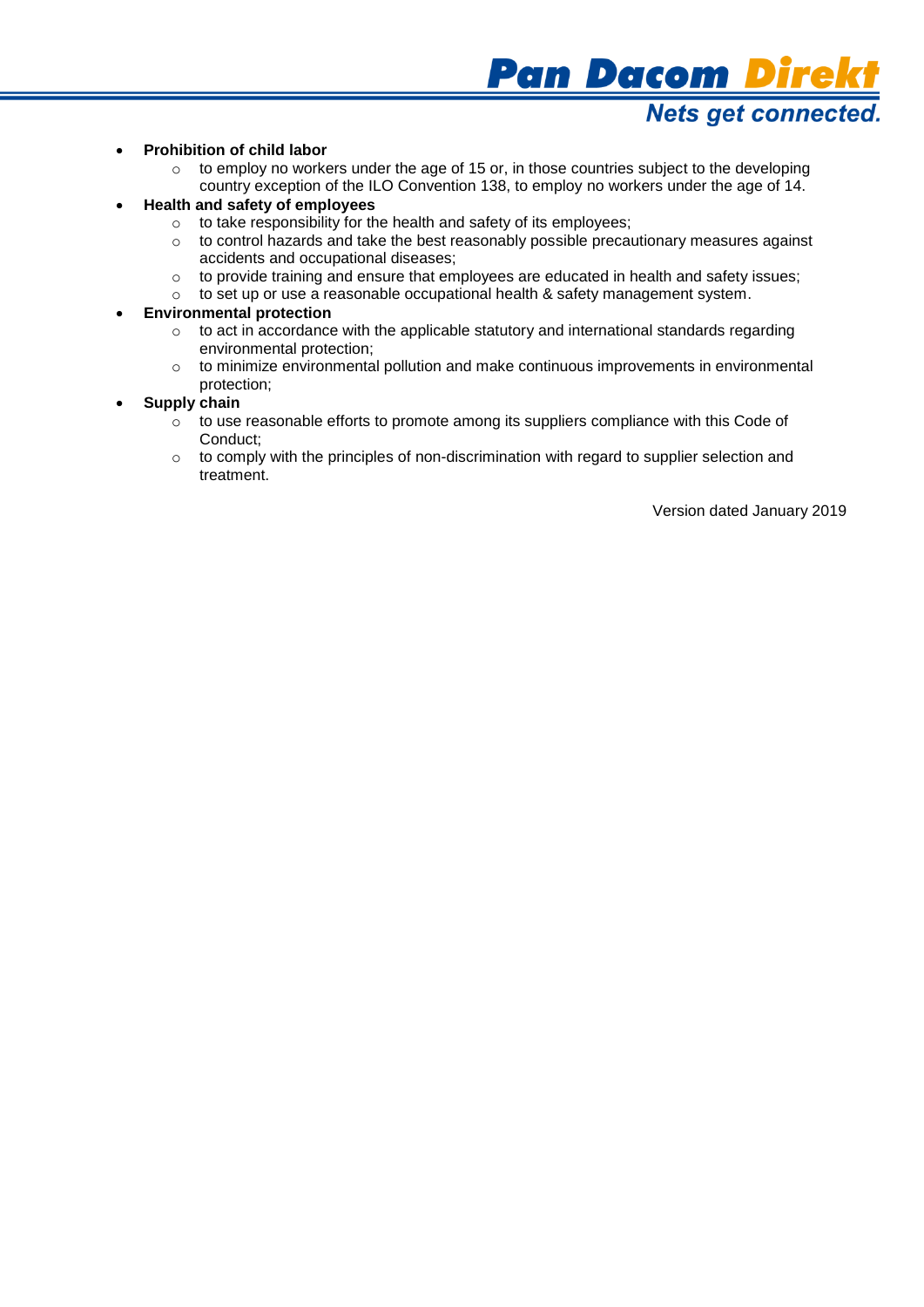- **Prohibition of child labor**
    - to employ no workers under the age of 15 or, in those countries subject to the developing country exception of the ILO Convention 138, to employ no workers under the age of 14.
- **Health and safety of employees**
    - to take responsibility for the health and safety of its employees;
    - to control hazards and take the best reasonably possible precautionary measures against accidents and occupational diseases;
    - to provide training and ensure that employees are educated in health and safety issues;
    - to set up or use a reasonable occupational health & safety management system.
- **Environmental protection**
    - to act in accordance with the applicable statutory and international standards regarding environmental protection;
    - to minimize environmental pollution and make continuous improvements in environmental protection;
- **Supply chain**
    - to use reasonable efforts to promote among its suppliers compliance with this Code of Conduct;
    - to comply with the principles of non-discrimination with regard to supplier selection and treatment.

Version dated January 2019